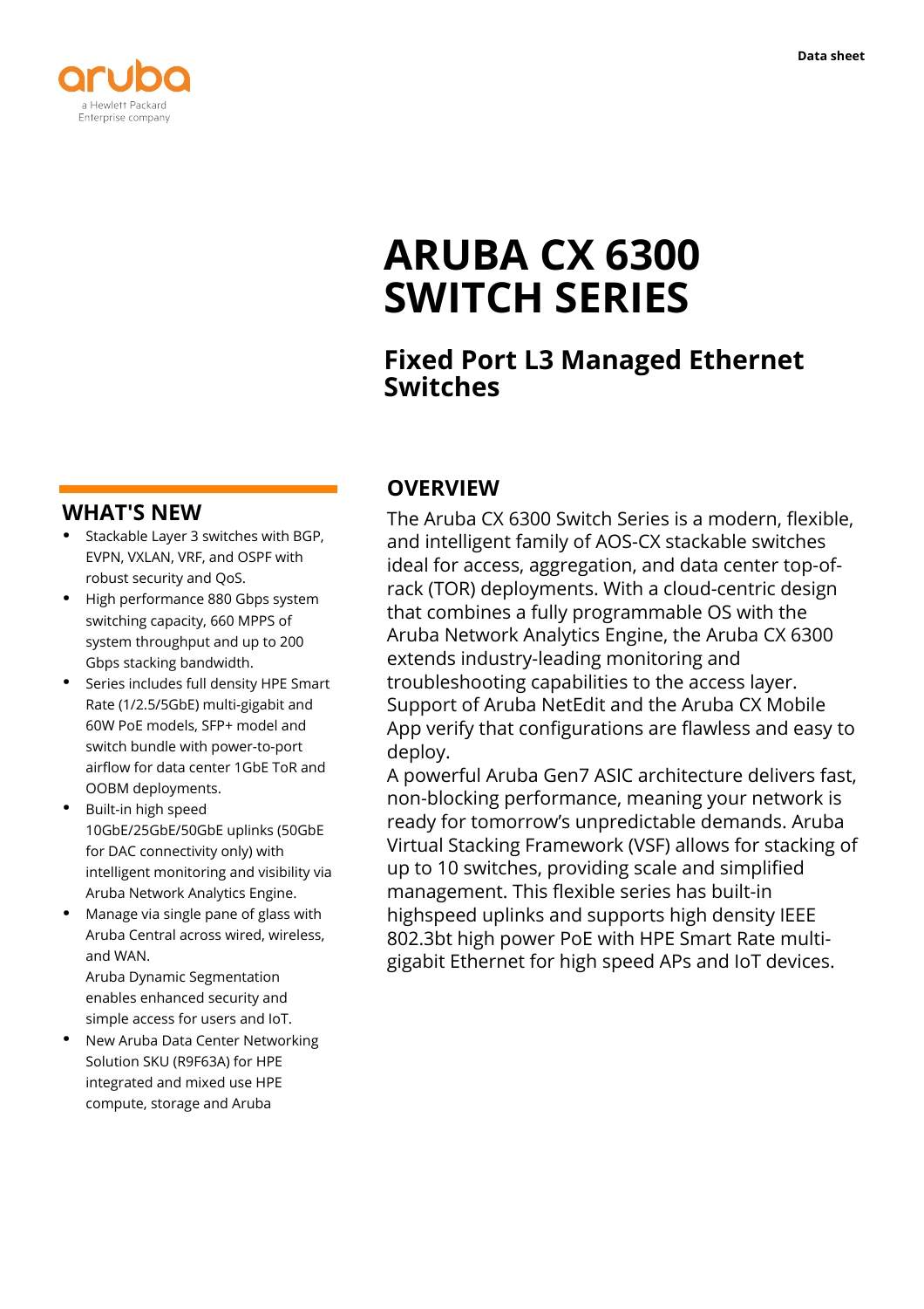Data sheet

# ARUBA CX 6300 SWITCH SERIES

## Fixed Port L3 Managed Ethernet Switches

## OVERVIEW

The Aruba CX 6300 Switch Series is a modern, flexible, and intelligent family of AOS-CX stackable switches ideal for access, aggregation, and data center top-of-rack (TOR) deployments. With a cloud-centric design that combines a fully programmable OS with the Aruba Network Analytics Engine, the Aruba CX 6300 extends industry-leading monitoring and troubleshooting capabilities to the access layer. Support of Aruba NetEdit and the Aruba CX Mobile App verify that configurations are flawless and easy to deploy.

A powerful Aruba Gen7 ASIC architecture delivers fast, non-blocking performance, meaning your network is ready for tomorrow's unpredictable demands. Aruba Virtual Stacking Framework (VSF) allows for stacking of up to 10 switches, providing scale and simplified management. This flexible series has built-in highspeed uplinks and supports high density IEEE 802.3bt high power PoE with HPE Smart Rate multi-gigabit Ethernet for high speed APs and IoT devices.

## WHAT'S NEW

- Stackable Layer 3 switches with BGP, EVPN, VXLAN, VRF, and OSPF with robust security and QoS.
- High performance 880 Gbps system switching capacity, 660 MPPS of system throughput and up to 200 Gbps stacking bandwidth.
- Series includes full density HPE Smart Rate (1/2.5/5GbE) multi-gigabit and 60W PoE models, SFP+ model and switch bundle with power-to-port airflow for data center 1GbE ToR and OOBM deployments.
- Built-in high speed 10GbE/25GbE/50GbE uplinks (50GbE for DAC connectivity only) with intelligent monitoring and visibility via Aruba Network Analytics Engine.
- Manage via single pane of glass with Aruba Central across wired, wireless, and WAN.
  Aruba Dynamic Segmentation enables enhanced security and simple access for users and IoT.
- New Aruba Data Center Networking Solution SKU (R9F63A) for HPE integrated and mixed use HPE compute, storage and Aruba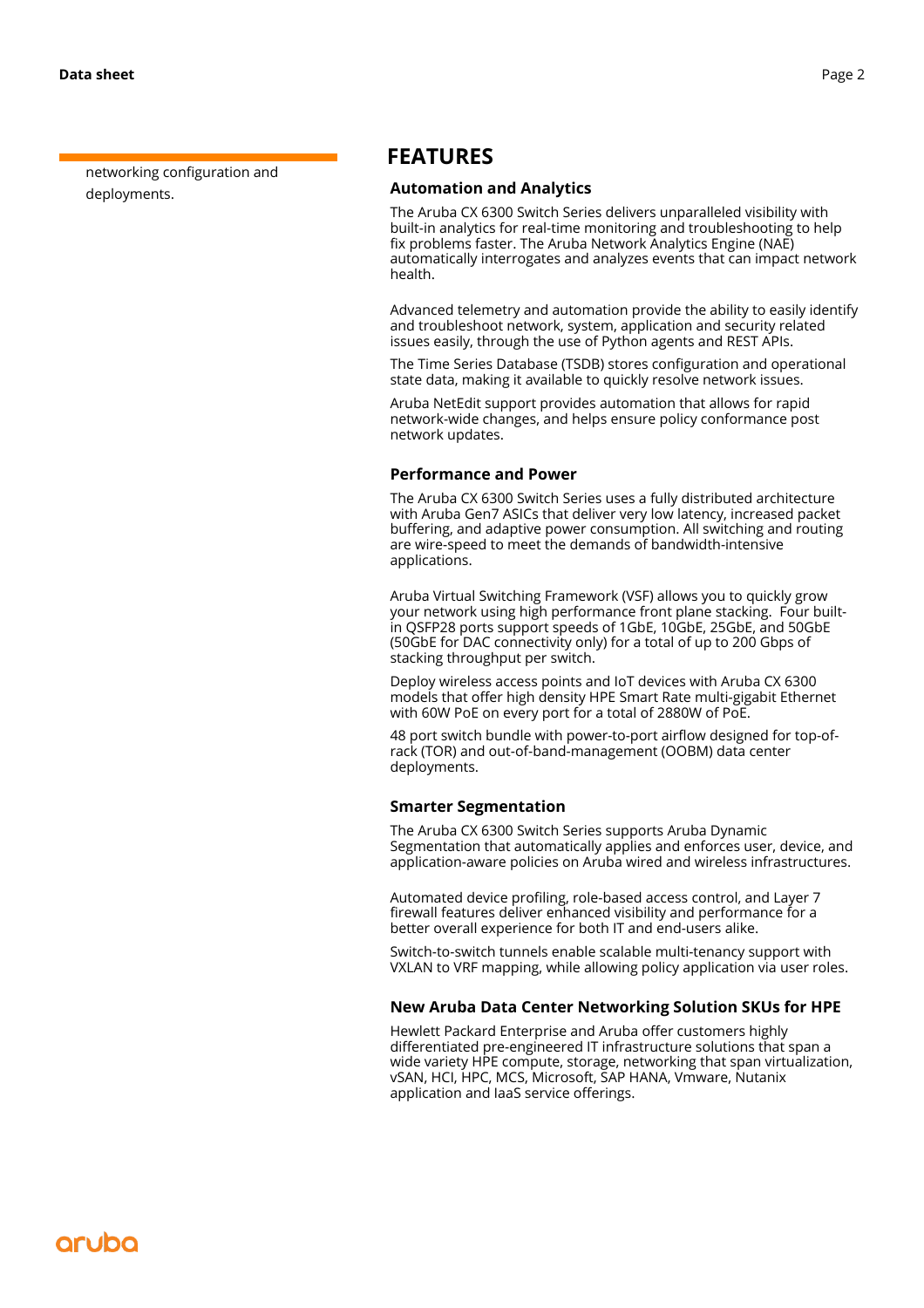networking configuration and deployments.

# FEATURES

### Automation and Analytics

The Aruba CX 6300 Switch Series delivers unparalleled visibility with built-in analytics for real-time monitoring and troubleshooting to help fix problems faster. The Aruba Network Analytics Engine (NAE) automatically interrogates and analyzes events that can impact network health.

Advanced telemetry and automation provide the ability to easily identify and troubleshoot network, system, application and security related issues easily, through the use of Python agents and REST APIs.

The Time Series Database (TSDB) stores configuration and operational state data, making it available to quickly resolve network issues.

Aruba NetEdit support provides automation that allows for rapid network-wide changes, and helps ensure policy conformance post network updates.

### Performance and Power

The Aruba CX 6300 Switch Series uses a fully distributed architecture with Aruba Gen7 ASICs that deliver very low latency, increased packet buffering, and adaptive power consumption. All switching and routing are wire-speed to meet the demands of bandwidth-intensive applications.

Aruba Virtual Switching Framework (VSF) allows you to quickly grow your network using high performance front plane stacking. Four built-in QSFP28 ports support speeds of 1GbE, 10GbE, 25GbE, and 50GbE (50GbE for DAC connectivity only) for a total of up to 200 Gbps of stacking throughput per switch.

Deploy wireless access points and IoT devices with Aruba CX 6300 models that offer high density HPE Smart Rate multi-gigabit Ethernet with 60W PoE on every port for a total of 2880W of PoE.

48 port switch bundle with power-to-port airflow designed for top-of-rack (TOR) and out-of-band-management (OOBM) data center deployments.

### Smarter Segmentation

The Aruba CX 6300 Switch Series supports Aruba Dynamic Segmentation that automatically applies and enforces user, device, and application-aware policies on Aruba wired and wireless infrastructures.

Automated device profiling, role-based access control, and Layer 7 firewall features deliver enhanced visibility and performance for a better overall experience for both IT and end-users alike.

Switch-to-switch tunnels enable scalable multi-tenancy support with VXLAN to VRF mapping, while allowing policy application via user roles.

### New Aruba Data Center Networking Solution SKUs for HPE

Hewlett Packard Enterprise and Aruba offer customers highly differentiated pre-engineered IT infrastructure solutions that span a wide variety HPE compute, storage, networking that span virtualization, vSAN, HCI, HPC, MCS, Microsoft, SAP HANA, Vmware, Nutanix application and IaaS service offerings.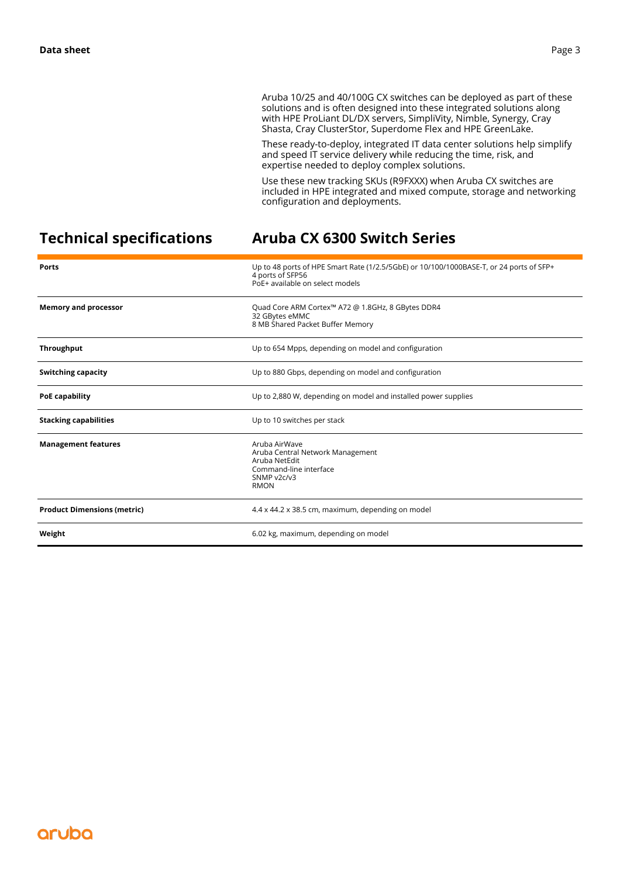Aruba 10/25 and 40/100G CX switches can be deployed as part of these solutions and is often designed into these integrated solutions along with HPE ProLiant DL/DX servers, SimpliVity, Nimble, Synergy, Cray Shasta, Cray ClusterStor, Superdome Flex and HPE GreenLake.

These ready-to-deploy, integrated IT data center solutions help simplify and speed IT service delivery while reducing the time, risk, and expertise needed to deploy complex solutions.

Use these new tracking SKUs (R9FXXX) when Aruba CX switches are included in HPE integrated and mixed compute, storage and networking configuration and deployments.

## Technical specifications

## Aruba CX 6300 Switch Series

| | |
|---|---|
| **Ports** | Up to 48 ports of HPE Smart Rate (1/2.5/5GbE) or 10/100/1000BASE-T, or 24 ports of SFP+<br>4 ports of SFP56<br>PoE+ available on select models |
| **Memory and processor** | Quad Core ARM Cortex™ A72 @ 1.8GHz, 8 GBytes DDR4<br>32 GBytes eMMC<br>8 MB Shared Packet Buffer Memory |
| **Throughput** | Up to 654 Mpps, depending on model and configuration |
| **Switching capacity** | Up to 880 Gbps, depending on model and configuration |
| **PoE capability** | Up to 2,880 W, depending on model and installed power supplies |
| **Stacking capabilities** | Up to 10 switches per stack |
| **Management features** | Aruba AirWave<br>Aruba Central Network Management<br>Aruba NetEdit<br>Command-line interface<br>SNMP v2c/v3<br>RMON |
| **Product Dimensions (metric)** | 4.4 x 44.2 x 38.5 cm, maximum, depending on model |
| **Weight** | 6.02 kg, maximum, depending on model |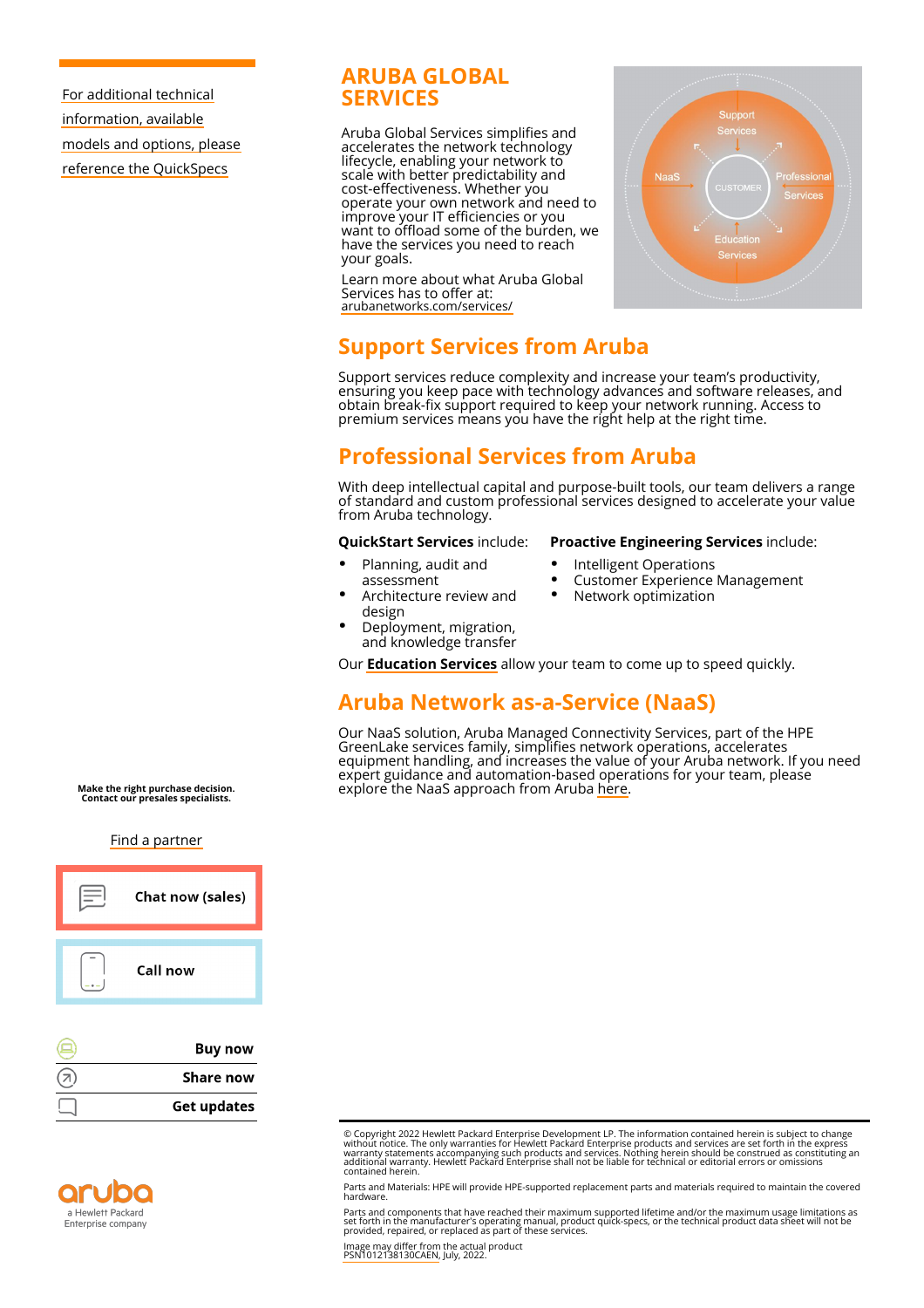For additional technical information, available models and options, please reference the QuickSpecs

## ARUBA GLOBAL SERVICES

Aruba Global Services simplifies and accelerates the network technology lifecycle, enabling your network to scale with better predictability and cost-effectiveness. Whether you operate your own network and need to improve your IT efficiencies or you want to offload some of the burden, we have the services you need to reach your goals.

Learn more about what Aruba Global Services has to offer at: arubanetworks.com/services/

Support Services
NaaS
CUSTOMER
Professional Services
Education Services

## Support Services from Aruba

Support services reduce complexity and increase your team's productivity, ensuring you keep pace with technology advances and software releases, and obtain break-fix support required to keep your network running. Access to premium services means you have the right help at the right time.

## Professional Services from Aruba

With deep intellectual capital and purpose-built tools, our team delivers a range of standard and custom professional services designed to accelerate your value from Aruba technology.

**QuickStart Services** include:

- Planning, audit and assessment
- Architecture review and design
- Deployment, migration, and knowledge transfer

**Proactive Engineering Services** include:

- Intelligent Operations
- Customer Experience Management
- Network optimization

Our **Education Services** allow your team to come up to speed quickly.

## Aruba Network as-a-Service (NaaS)

Our NaaS solution, Aruba Managed Connectivity Services, part of the HPE GreenLake services family, simplifies network operations, accelerates equipment handling, and increases the value of your Aruba network. If you need expert guidance and automation-based operations for your team, please explore the NaaS approach from Aruba here.

**Make the right purchase decision. Contact our presales specialists.**

Find a partner

**Chat now (sales)**

**Call now**

**Buy now**

**Share now**

**Get updates**

aruba
a Hewlett Packard Enterprise company

© Copyright 2022 Hewlett Packard Enterprise Development LP. The information contained herein is subject to change without notice. The only warranties for Hewlett Packard Enterprise products and services are set forth in the express warranty statements accompanying such products and services. Nothing herein should be construed as constituting an additional warranty. Hewlett Packard Enterprise shall not be liable for technical or editorial errors or omissions contained herein.

Parts and Materials: HPE will provide HPE-supported replacement parts and materials required to maintain the covered hardware.

Parts and components that have reached their maximum supported lifetime and/or the maximum usage limitations as set forth in the manufacturer's operating manual, product quick-specs, or the technical product data sheet will not be provided, repaired, or replaced as part of these services.

Image may differ from the actual product
PSN1012138130CAEN, July, 2022.